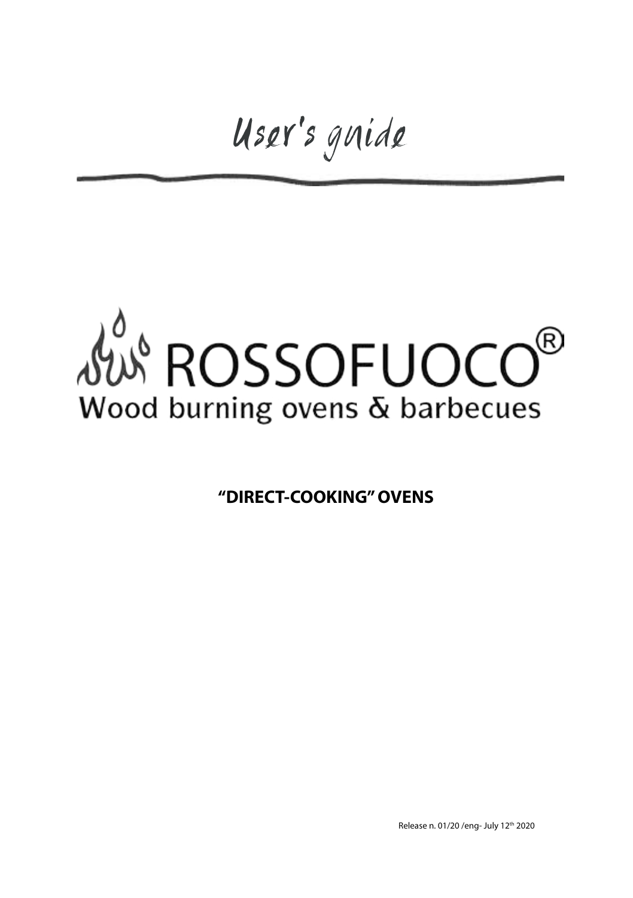# User's guide

# ROSSOFUOCO®

Wood burning ovens & barbecues

**"DIRECT-COOKING" OVENS**

Release n. 01/20 /eng- July 12th 2020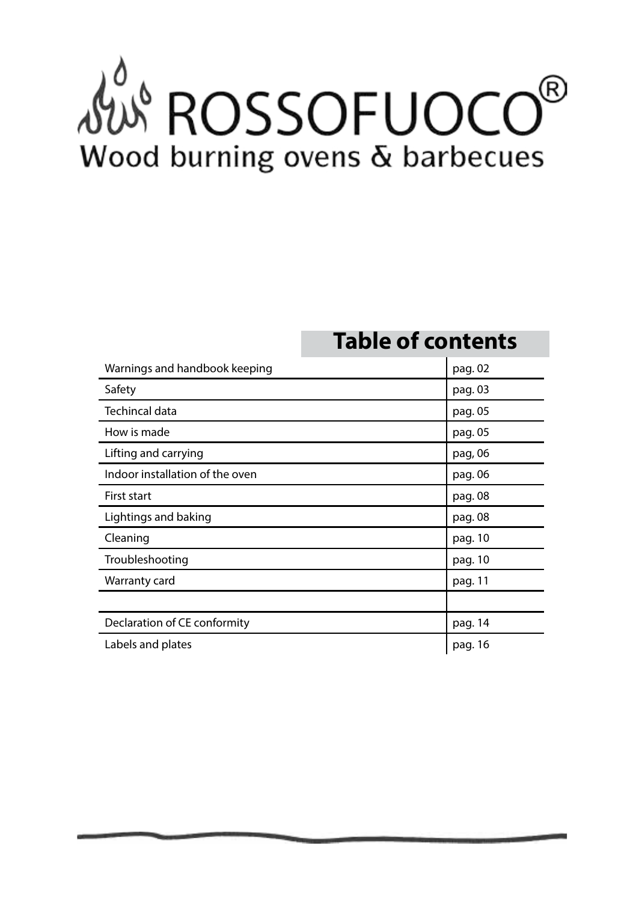# ROSSOFUOCO®

Wood burning ovens & barbecues

## Table of contents

| | |
|---|---|
| Warnings and handbook keeping | pag. 02 |
| Safety | pag. 03 |
| Techincal data | pag. 05 |
| How is made | pag. 05 |
| Lifting and carrying | pag, 06 |
| Indoor installation of the oven | pag. 06 |
| First start | pag. 08 |
| Lightings and baking | pag. 08 |
| Cleaning | pag. 10 |
| Troubleshooting | pag. 10 |
| Warranty card | pag. 11 |
| | |
| Declaration of CE conformity | pag. 14 |
| Labels and plates | pag. 16 |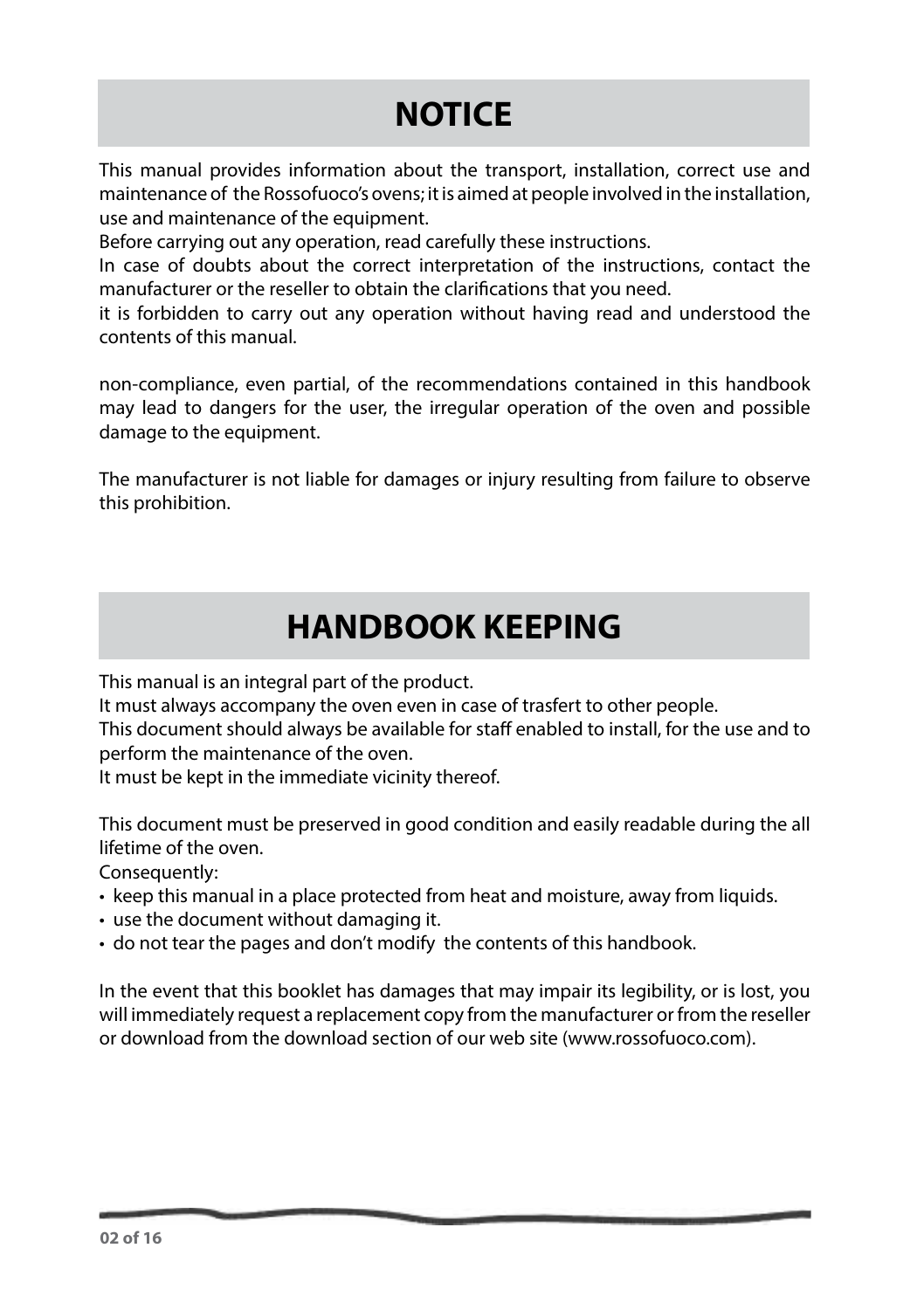# NOTICE

This manual provides information about the transport, installation, correct use and maintenance of the Rossofuoco's ovens; it is aimed at people involved in the installation, use and maintenance of the equipment.
Before carrying out any operation, read carefully these instructions.
In case of doubts about the correct interpretation of the instructions, contact the manufacturer or the reseller to obtain the clarifications that you need.
it is forbidden to carry out any operation without having read and understood the contents of this manual.

non-compliance, even partial, of the recommendations contained in this handbook may lead to dangers for the user, the irregular operation of the oven and possible damage to the equipment.

The manufacturer is not liable for damages or injury resulting from failure to observe this prohibition.

# HANDBOOK KEEPING

This manual is an integral part of the product.
It must always accompany the oven even in case of trasfert to other people.
This document should always be available for staff enabled to install, for the use and to perform the maintenance of the oven.
It must be kept in the immediate vicinity thereof.

This document must be preserved in good condition and easily readable during the all lifetime of the oven.
Consequently:

- keep this manual in a place protected from heat and moisture, away from liquids.
- use the document without damaging it.
- do not tear the pages and don't modify the contents of this handbook.

In the event that this booklet has damages that may impair its legibility, or is lost, you will immediately request a replacement copy from the manufacturer or from the reseller or download from the download section of our web site (www.rossofuoco.com).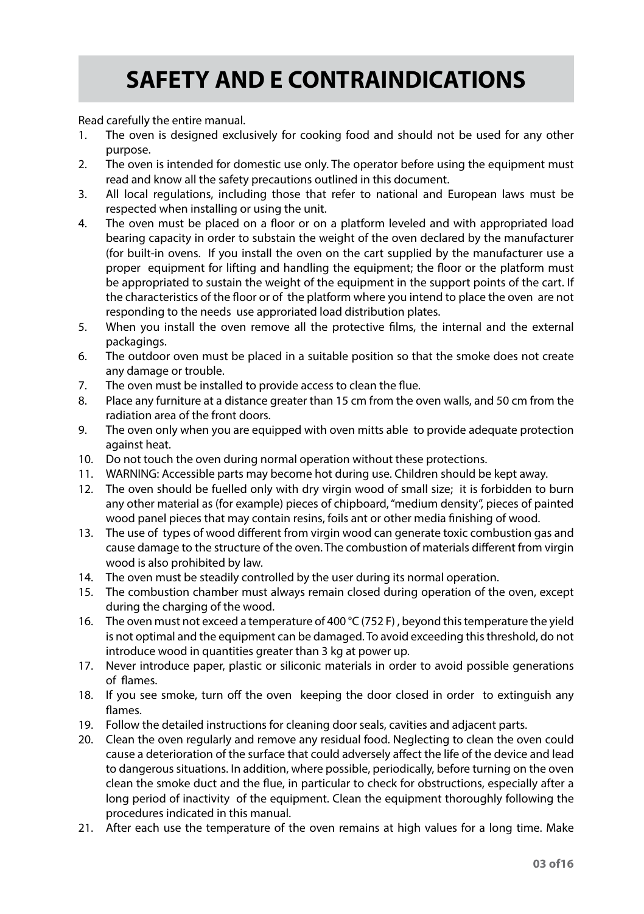# SAFETY AND E CONTRAINDICATIONS

Read carefully the entire manual.

1. The oven is designed exclusively for cooking food and should not be used for any other purpose.
2. The oven is intended for domestic use only. The operator before using the equipment must read and know all the safety precautions outlined in this document.
3. All local regulations, including those that refer to national and European laws must be respected when installing or using the unit.
4. The oven must be placed on a floor or on a platform leveled and with appropriated load bearing capacity in order to substain the weight of the oven declared by the manufacturer (for built-in ovens. If you install the oven on the cart supplied by the manufacturer use a proper equipment for lifting and handling the equipment; the floor or the platform must be appropriated to sustain the weight of the equipment in the support points of the cart. If the characteristics of the floor or of the platform where you intend to place the oven are not responding to the needs use approriated load distribution plates.
5. When you install the oven remove all the protective films, the internal and the external packagings.
6. The outdoor oven must be placed in a suitable position so that the smoke does not create any damage or trouble.
7. The oven must be installed to provide access to clean the flue.
8. Place any furniture at a distance greater than 15 cm from the oven walls, and 50 cm from the radiation area of the front doors.
9. The oven only when you are equipped with oven mitts able to provide adequate protection against heat.
10. Do not touch the oven during normal operation without these protections.
11. WARNING: Accessible parts may become hot during use. Children should be kept away.
12. The oven should be fuelled only with dry virgin wood of small size; it is forbidden to burn any other material as (for example) pieces of chipboard, “medium density”, pieces of painted wood panel pieces that may contain resins, foils ant or other media finishing of wood.
13. The use of types of wood different from virgin wood can generate toxic combustion gas and cause damage to the structure of the oven. The combustion of materials different from virgin wood is also prohibited by law.
14. The oven must be steadily controlled by the user during its normal operation.
15. The combustion chamber must always remain closed during operation of the oven, except during the charging of the wood.
16. The oven must not exceed a temperature of 400 °C (752 F) , beyond this temperature the yield is not optimal and the equipment can be damaged. To avoid exceeding this threshold, do not introduce wood in quantities greater than 3 kg at power up.
17. Never introduce paper, plastic or siliconic materials in order to avoid possible generations of flames.
18. If you see smoke, turn off the oven keeping the door closed in order to extinguish any flames.
19. Follow the detailed instructions for cleaning door seals, cavities and adjacent parts.
20. Clean the oven regularly and remove any residual food. Neglecting to clean the oven could cause a deterioration of the surface that could adversely affect the life of the device and lead to dangerous situations. In addition, where possible, periodically, before turning on the oven clean the smoke duct and the flue, in particular to check for obstructions, especially after a long period of inactivity of the equipment. Clean the equipment thoroughly following the procedures indicated in this manual.
21. After each use the temperature of the oven remains at high values for a long time. Make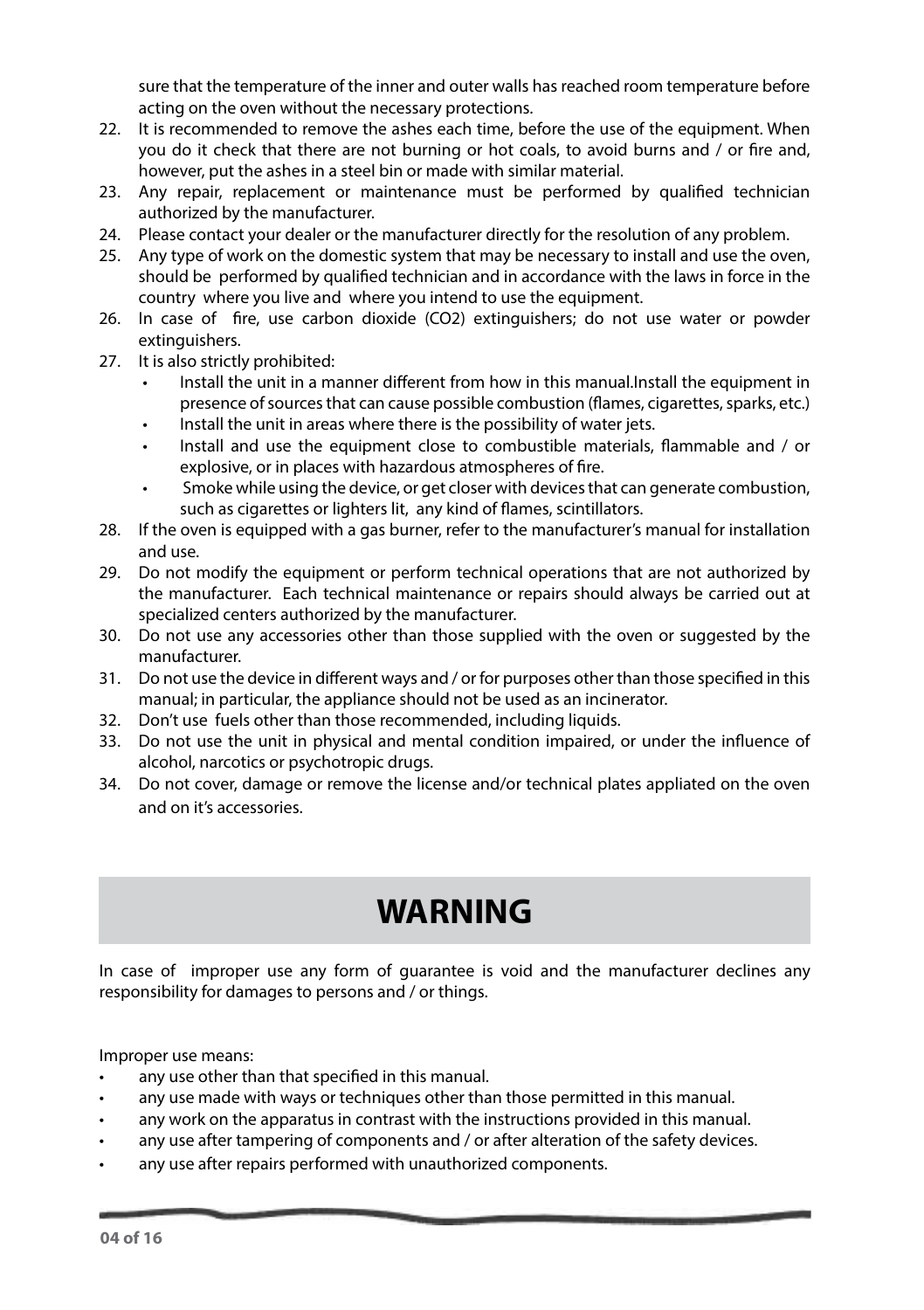sure that the temperature of the inner and outer walls has reached room temperature before acting on the oven without the necessary protections.

22. It is recommended to remove the ashes each time, before the use of the equipment. When you do it check that there are not burning or hot coals, to avoid burns and / or fire and, however, put the ashes in a steel bin or made with similar material.
23. Any repair, replacement or maintenance must be performed by qualified technician authorized by the manufacturer.
24. Please contact your dealer or the manufacturer directly for the resolution of any problem.
25. Any type of work on the domestic system that may be necessary to install and use the oven, should be performed by qualified technician and in accordance with the laws in force in the country where you live and where you intend to use the equipment.
26. In case of fire, use carbon dioxide ($CO_2$) extinguishers; do not use water or powder extinguishers.
27. It is also strictly prohibited:
    - Install the unit in a manner different from how in this manual.Install the equipment in presence of sources that can cause possible combustion (flames, cigarettes, sparks, etc.)
    - Install the unit in areas where there is the possibility of water jets.
    - Install and use the equipment close to combustible materials, flammable and / or explosive, or in places with hazardous atmospheres of fire.
    - Smoke while using the device, or get closer with devices that can generate combustion, such as cigarettes or lighters lit, any kind of flames, scintillators.
28. If the oven is equipped with a gas burner, refer to the manufacturer's manual for installation and use.
29. Do not modify the equipment or perform technical operations that are not authorized by the manufacturer. Each technical maintenance or repairs should always be carried out at specialized centers authorized by the manufacturer.
30. Do not use any accessories other than those supplied with the oven or suggested by the manufacturer.
31. Do not use the device in different ways and / or for purposes other than those specified in this manual; in particular, the appliance should not be used as an incinerator.
32. Don't use fuels other than those recommended, including liquids.
33. Do not use the unit in physical and mental condition impaired, or under the influence of alcohol, narcotics or psychotropic drugs.
34. Do not cover, damage or remove the license and/or technical plates appliated on the oven and on it's accessories.

# WARNING

In case of improper use any form of guarantee is void and the manufacturer declines any responsibility for damages to persons and / or things.

Improper use means:

- any use other than that specified in this manual.
- any use made with ways or techniques other than those permitted in this manual.
- any work on the apparatus in contrast with the instructions provided in this manual.
- any use after tampering of components and / or after alteration of the safety devices.
- any use after repairs performed with unauthorized components.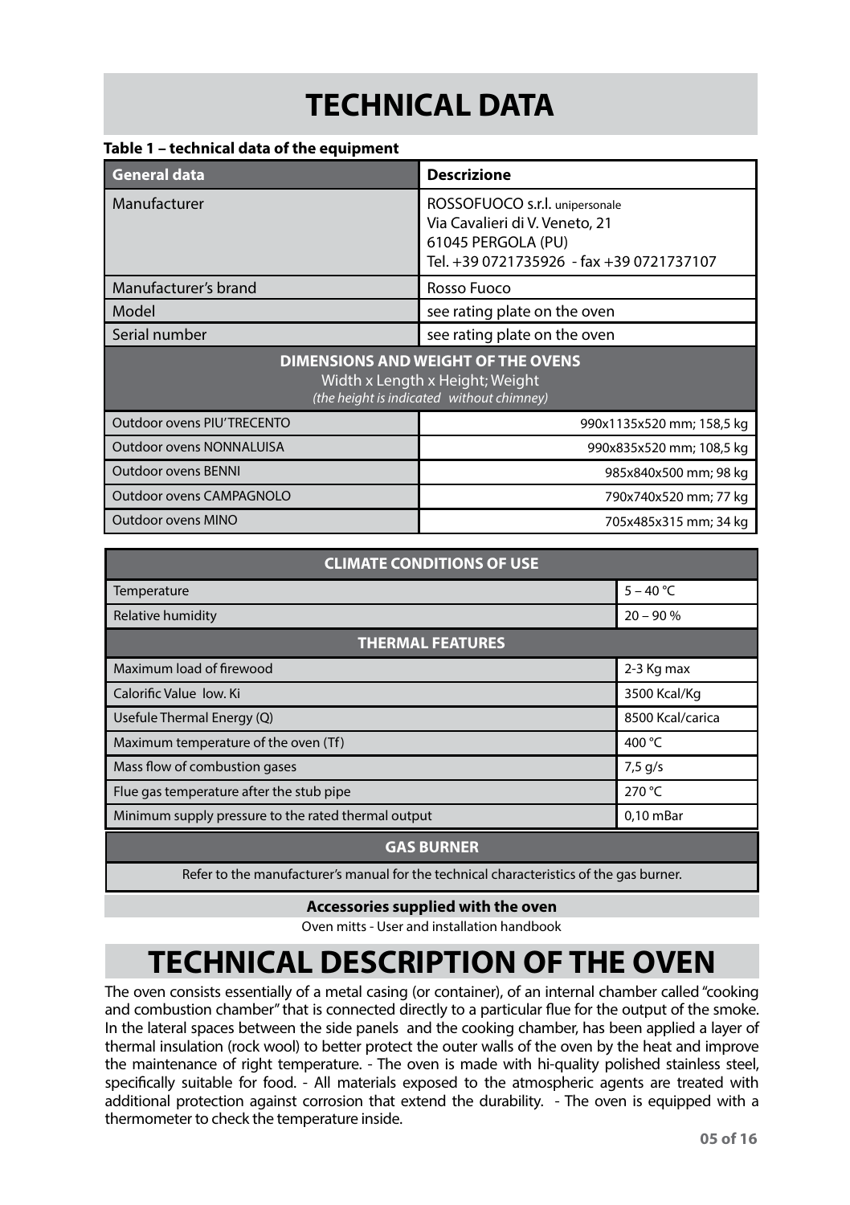# TECHNICAL DATA

**Table 1 – technical data of the equipment**

| General data | Descrizione |
|---|---|
| Manufacturer | ROSSOFUOCO s.r.l. unipersonale<br>Via Cavalieri di V. Veneto, 21<br>61045 PERGOLA (PU)<br>Tel. +39 0721735926 - fax +39 0721737107 |
| Manufacturer's brand | Rosso Fuoco |
| Model | see rating plate on the oven |
| Serial number | see rating plate on the oven |
| **DIMENSIONS AND WEIGHT OF THE OVENS**<br>Width x Length x Height; Weight<br>*(the height is indicated without chimney)* | |
| Outdoor ovens PIU'TRECENTO | 990x1135x520 mm; 158,5 kg |
| Outdoor ovens NONNALUISA | 990x835x520 mm; 108,5 kg |
| Outdoor ovens BENNI | 985x840x500 mm; 98 kg |
| Outdoor ovens CAMPAGNOLO | 790x740x520 mm; 77 kg |
| Outdoor ovens MINO | 705x485x315 mm; 34 kg |

| CLIMATE CONDITIONS OF USE | |
|---|---|
| Temperature | 5 – 40 °C |
| Relative humidity | 20 – 90 % |
| **THERMAL FEATURES** | |
| Maximum load of firewood | 2-3 Kg max |
| Calorific Value low. Ki | 3500 Kcal/Kg |
| Usefule Thermal Energy (Q) | 8500 Kcal/carica |
| Maximum temperature of the oven (Tf) | 400 °C |
| Mass flow of combustion gases | 7,5 g/s |
| Flue gas temperature after the stub pipe | 270 °C |
| Minimum supply pressure to the rated thermal output | 0,10 mBar |
| **GAS BURNER** | |
| Refer to the manufacturer's manual for the technical characteristics of the gas burner. | |

**Accessories supplied with the oven**

Oven mitts - User and installation handbook

# TECHNICAL DESCRIPTION OF THE OVEN

The oven consists essentially of a metal casing (or container), of an internal chamber called "cooking and combustion chamber" that is connected directly to a particular flue for the output of the smoke. In the lateral spaces between the side panels and the cooking chamber, has been applied a layer of thermal insulation (rock wool) to better protect the outer walls of the oven by the heat and improve the maintenance of right temperature. - The oven is made with hi-quality polished stainless steel, specifically suitable for food. - All materials exposed to the atmospheric agents are treated with additional protection against corrosion that extend the durability. - The oven is equipped with a thermometer to check the temperature inside.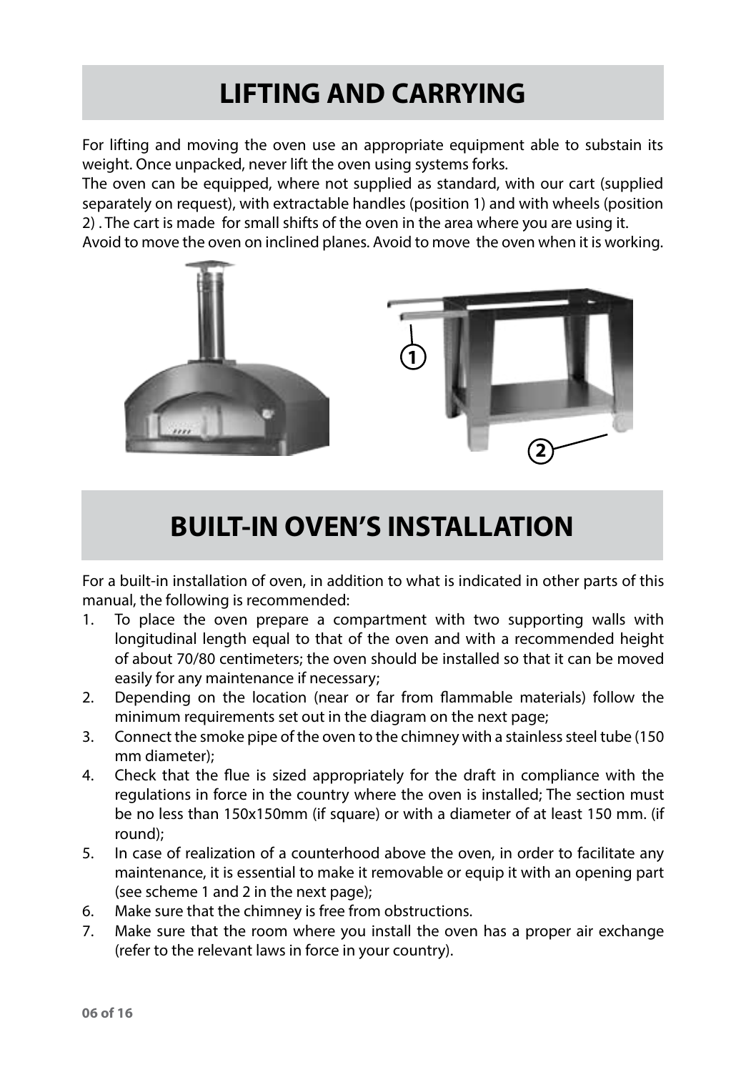# LIFTING AND CARRYING

For lifting and moving the oven use an appropriate equipment able to substain its weight. Once unpacked, never lift the oven using systems forks.
The oven can be equipped, where not supplied as standard, with our cart (supplied separately on request), with extractable handles (position 1) and with wheels (position 2) . The cart is made for small shifts of the oven in the area where you are using it.
Avoid to move the oven on inclined planes. Avoid to move the oven when it is working.

# BUILT-IN OVEN'S INSTALLATION

For a built-in installation of oven, in addition to what is indicated in other parts of this manual, the following is recommended:

1. To place the oven prepare a compartment with two supporting walls with longitudinal length equal to that of the oven and with a recommended height of about 70/80 centimeters; the oven should be installed so that it can be moved easily for any maintenance if necessary;
2. Depending on the location (near or far from flammable materials) follow the minimum requirements set out in the diagram on the next page;
3. Connect the smoke pipe of the oven to the chimney with a stainless steel tube (150 mm diameter);
4. Check that the flue is sized appropriately for the draft in compliance with the regulations in force in the country where the oven is installed; The section must be no less than 150x150mm (if square) or with a diameter of at least 150 mm. (if round);
5. In case of realization of a counterhood above the oven, in order to facilitate any maintenance, it is essential to make it removable or equip it with an opening part (see scheme 1 and 2 in the next page);
6. Make sure that the chimney is free from obstructions.
7. Make sure that the room where you install the oven has a proper air exchange (refer to the relevant laws in force in your country).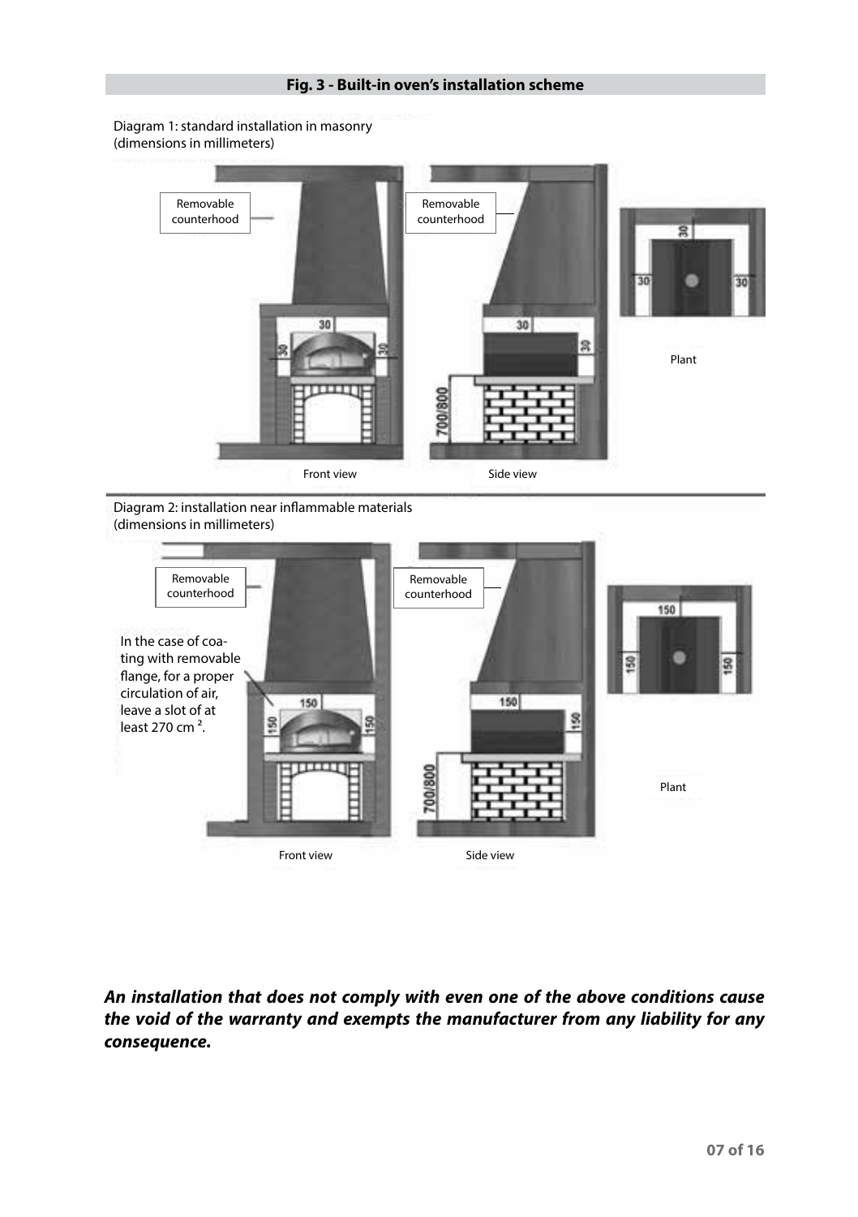**Fig. 3 - Built-in oven's installation scheme**

Diagram 1: standard installation in masonry (dimensions in millimeters)

Removable counterhood

Removable counterhood

30

30

30

30

30

30

30

700/800

Plant

Front view

Side view

Diagram 2: installation near inflammable materials (dimensions in millimeters)

Removable counterhood

Removable counterhood

In the case of coating with removable flange, for a proper circulation of air, leave a slot of at least 270 $cm^2$.

150

150

150

150

150

150

150

150

700/800

Plant

Front view

Side view

***An installation that does not comply with even one of the above conditions cause the void of the warranty and exempts the manufacturer from any liability for any consequence.***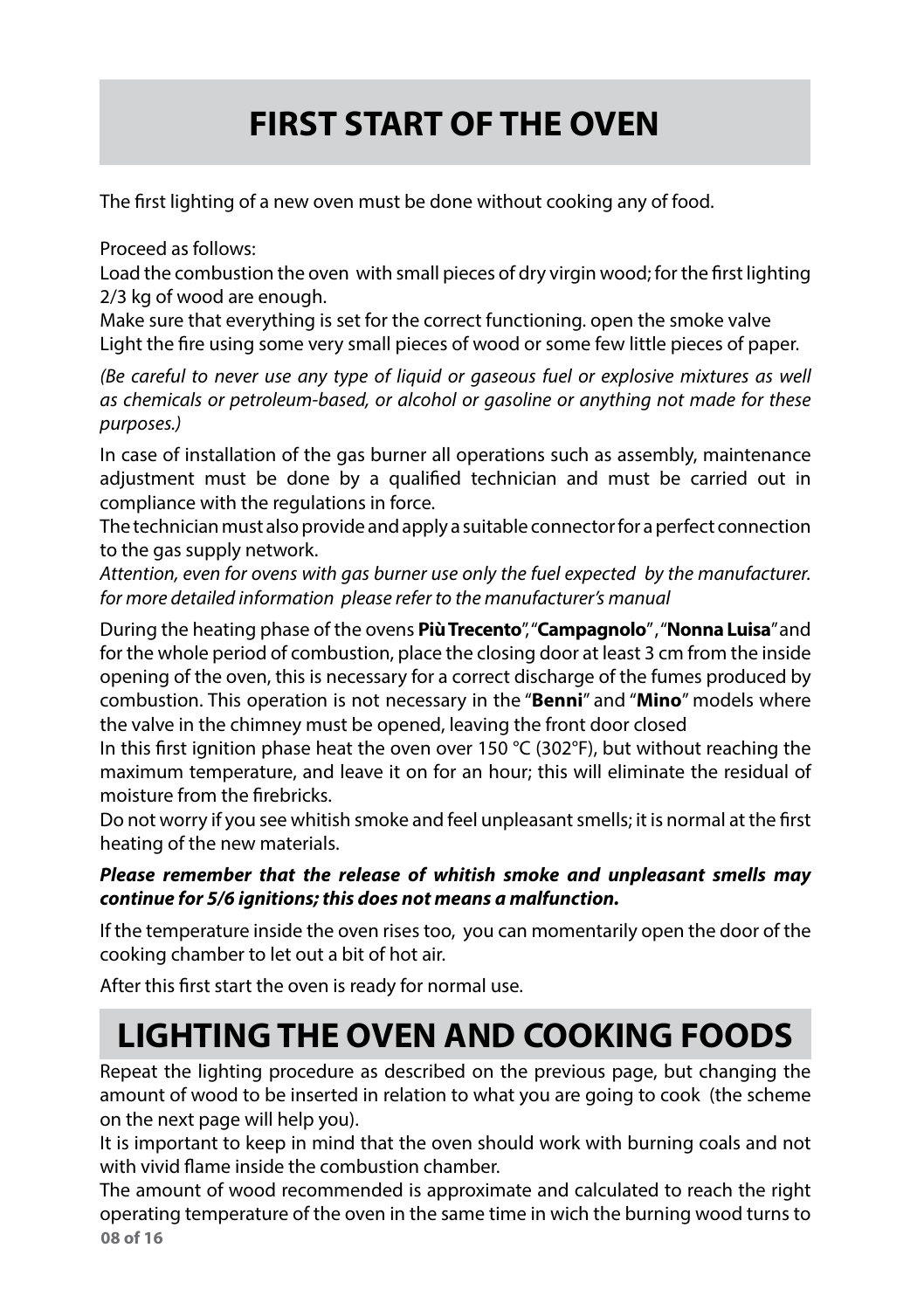# FIRST START OF THE OVEN

The first lighting of a new oven must be done without cooking any of food.

Proceed as follows:
Load the combustion the oven with small pieces of dry virgin wood; for the first lighting 2/3 kg of wood are enough.
Make sure that everything is set for the correct functioning. open the smoke valve
Light the fire using some very small pieces of wood or some few little pieces of paper.

*(Be careful to never use any type of liquid or gaseous fuel or explosive mixtures as well as chemicals or petroleum-based, or alcohol or gasoline or anything not made for these purposes.)*

In case of installation of the gas burner all operations such as assembly, maintenance adjustment must be done by a qualified technician and must be carried out in compliance with the regulations in force.
The technician must also provide and apply a suitable connector for a perfect connection to the gas supply network.
*Attention, even for ovens with gas burner use only the fuel expected by the manufacturer. for more detailed information please refer to the manufacturer's manual*

During the heating phase of the ovens **Più Trecento**", "**Campagnolo**", "**Nonna Luisa**" and for the whole period of combustion, place the closing door at least 3 cm from the inside opening of the oven, this is necessary for a correct discharge of the fumes produced by combustion. This operation is not necessary in the "**Benni**" and "**Mino**" models where the valve in the chimney must be opened, leaving the front door closed
In this first ignition phase heat the oven over 150 °C (302°F), but without reaching the maximum temperature, and leave it on for an hour; this will eliminate the residual of moisture from the firebricks.
Do not worry if you see whitish smoke and feel unpleasant smells; it is normal at the first heating of the new materials.

***Please remember that the release of whitish smoke and unpleasant smells may continue for 5/6 ignitions; this does not means a malfunction.***

If the temperature inside the oven rises too, you can momentarily open the door of the cooking chamber to let out a bit of hot air.

After this first start the oven is ready for normal use.

# LIGHTING THE OVEN AND COOKING FOODS

Repeat the lighting procedure as described on the previous page, but changing the amount of wood to be inserted in relation to what you are going to cook (the scheme on the next page will help you).
It is important to keep in mind that the oven should work with burning coals and not with vivid flame inside the combustion chamber.
The amount of wood recommended is approximate and calculated to reach the right operating temperature of the oven in the same time in wich the burning wood turns to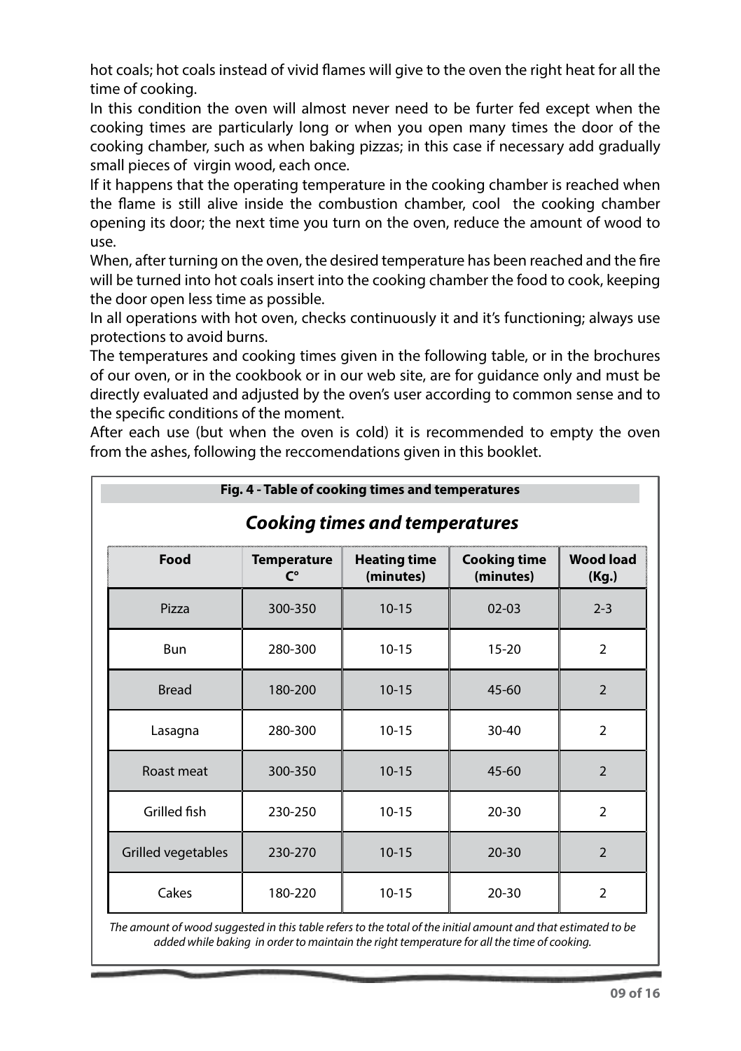hot coals; hot coals instead of vivid flames will give to the oven the right heat for all the time of cooking.

In this condition the oven will almost never need to be furter fed except when the cooking times are particularly long or when you open many times the door of the cooking chamber, such as when baking pizzas; in this case if necessary add gradually small pieces of virgin wood, each once.

If it happens that the operating temperature in the cooking chamber is reached when the flame is still alive inside the combustion chamber, cool the cooking chamber opening its door; the next time you turn on the oven, reduce the amount of wood to use.

When, after turning on the oven, the desired temperature has been reached and the fire will be turned into hot coals insert into the cooking chamber the food to cook, keeping the door open less time as possible.

In all operations with hot oven, checks continuously it and it's functioning; always use protections to avoid burns.

The temperatures and cooking times given in the following table, or in the brochures of our oven, or in the cookbook or in our web site, are for guidance only and must be directly evaluated and adjusted by the oven's user according to common sense and to the specific conditions of the moment.

After each use (but when the oven is cold) it is recommended to empty the oven from the ashes, following the reccomendations given in this booklet.

**Fig. 4 - Table of cooking times and temperatures**

## *Cooking times and temperatures*

| Food | Temperature C° | Heating time (minutes) | Cooking time (minutes) | Wood load (Kg.) |
|---|---|---|---|---|
| Pizza | 300-350 | 10-15 | 02-03 | 2-3 |
| Bun | 280-300 | 10-15 | 15-20 | 2 |
| Bread | 180-200 | 10-15 | 45-60 | 2 |
| Lasagna | 280-300 | 10-15 | 30-40 | 2 |
| Roast meat | 300-350 | 10-15 | 45-60 | 2 |
| Grilled fish | 230-250 | 10-15 | 20-30 | 2 |
| Grilled vegetables | 230-270 | 10-15 | 20-30 | 2 |
| Cakes | 180-220 | 10-15 | 20-30 | 2 |

*The amount of wood suggested in this table refers to the total of the initial amount and that estimated to be added while baking in order to maintain the right temperature for all the time of cooking.*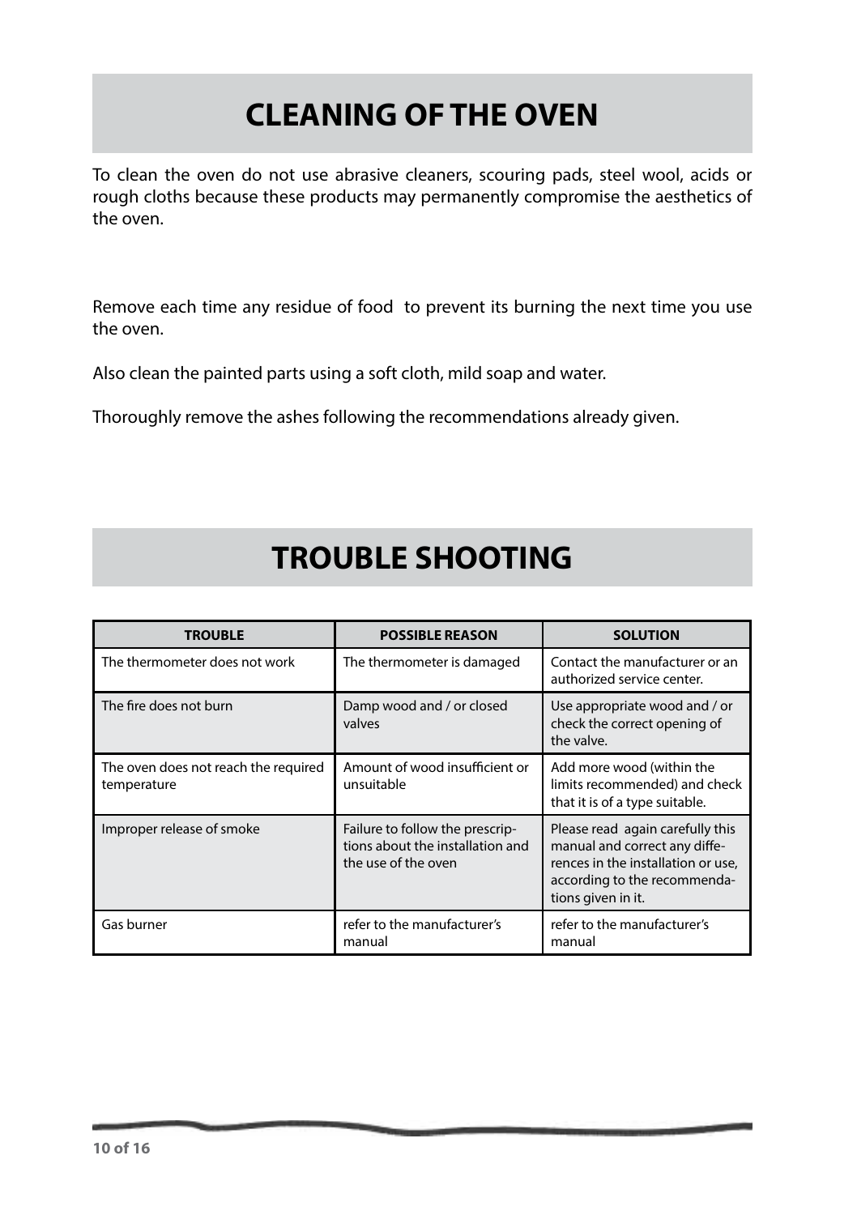# CLEANING OF THE OVEN

To clean the oven do not use abrasive cleaners, scouring pads, steel wool, acids or rough cloths because these products may permanently compromise the aesthetics of the oven.

Remove each time any residue of food to prevent its burning the next time you use the oven.

Also clean the painted parts using a soft cloth, mild soap and water.

Thoroughly remove the ashes following the recommendations already given.

# TROUBLE SHOOTING

| TROUBLE | POSSIBLE REASON | SOLUTION |
|---|---|---|
| The thermometer does not work | The thermometer is damaged | Contact the manufacturer or an authorized service center. |
| The fire does not burn | Damp wood and / or closed valves | Use appropriate wood and / or check the correct opening of the valve. |
| The oven does not reach the required temperature | Amount of wood insufficient or unsuitable | Add more wood (within the limits recommended) and check that it is of a type suitable. |
| Improper release of smoke | Failure to follow the prescriptions about the installation and the use of the oven | Please read again carefully this manual and correct any differences in the installation or use, according to the recommendations given in it. |
| Gas burner | refer to the manufacturer's manual | refer to the manufacturer's manual |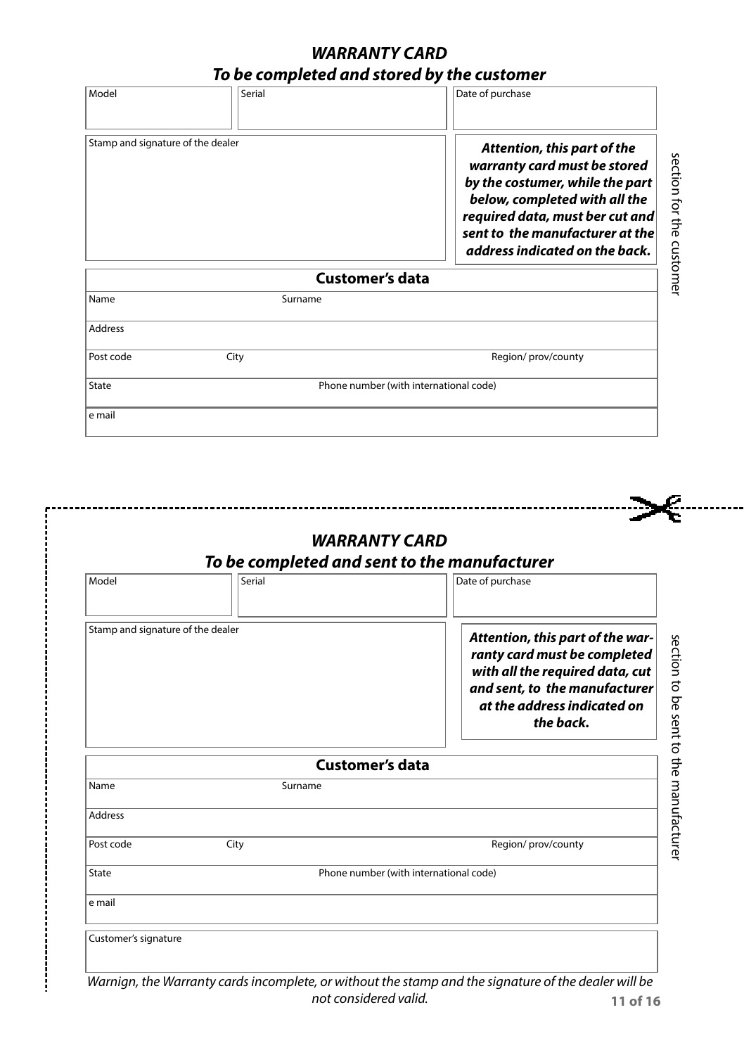## *WARRANTY CARD*
## *To be completed and stored by the customer*

| Model | Serial | Date of purchase |
|---|---|---|
| | | |

| Stamp and signature of the dealer | ***Attention, this part of the warranty card must be stored by the costumer, while the part below, completed with all the required data, must ber cut and sent to the manufacturer at the address indicated on the back.*** |
|---|---|
| | |

section for the customer

**Customer's data**

| Name | Surname | |
|---|---|---|
| Address | | |
| Post code | City | Region/ prov/county |
| State | Phone number (with international code) | |
| e mail | | |

---

## *WARRANTY CARD*
## *To be completed and sent to the manufacturer*

| Model | Serial | Date of purchase |
|---|---|---|
| | | |

| Stamp and signature of the dealer | ***Attention, this part of the warranty card must be completed with all the required data, cut and sent, to the manufacturer at the address indicated on the back.*** |
|---|---|
| | |

section to be sent to the manufacturer

**Customer's data**

| Name | Surname | |
|---|---|---|
| Address | | |
| Post code | City | Region/ prov/county |
| State | Phone number (with international code) | |
| e mail | | |
| Customer's signature | | |

*Warnign, the Warranty cards incomplete, or without the stamp and the signature of the dealer will be not considered valid.*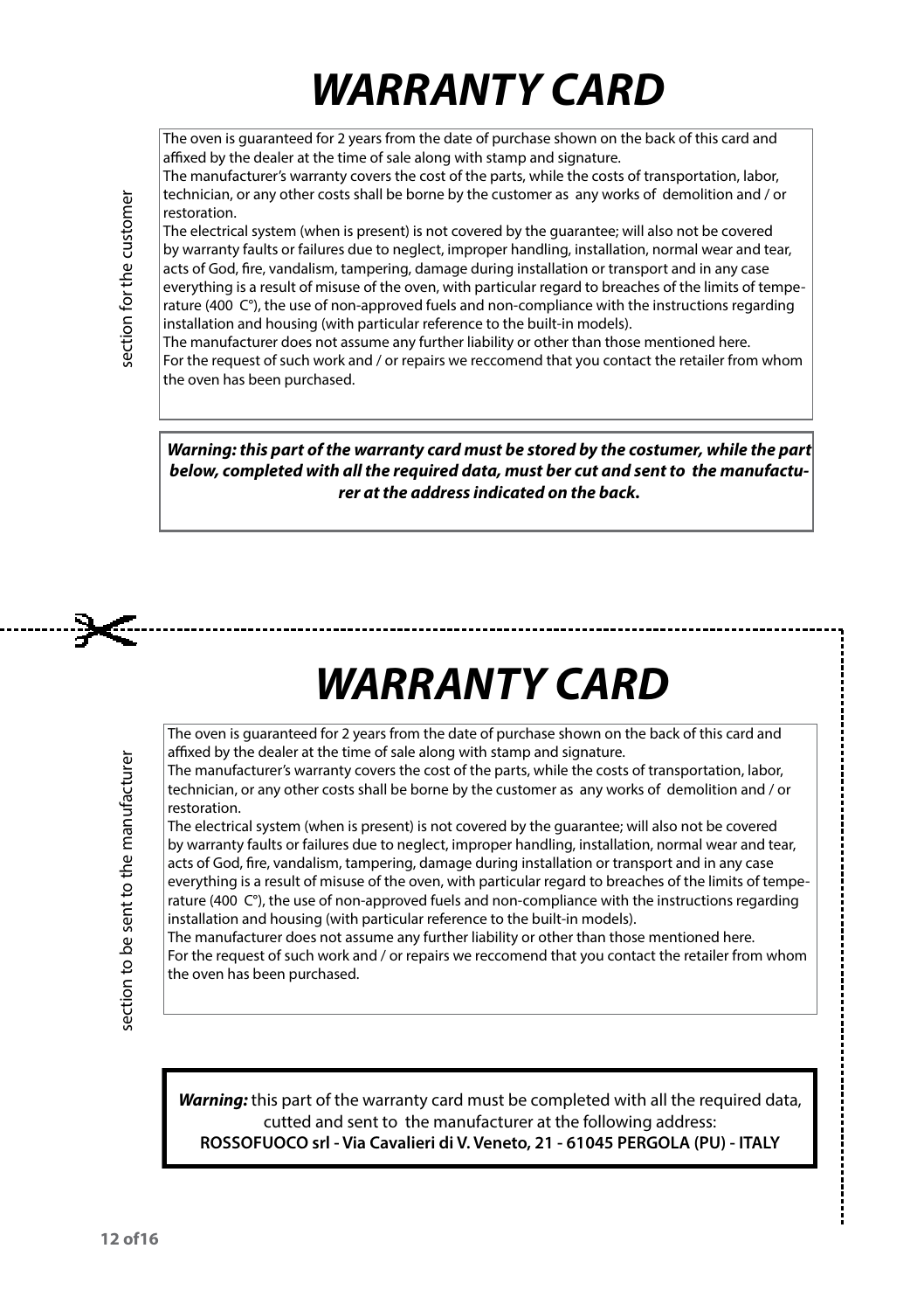# WARRANTY CARD

section for the customer

The oven is guaranteed for 2 years from the date of purchase shown on the back of this card and affixed by the dealer at the time of sale along with stamp and signature.
The manufacturer's warranty covers the cost of the parts, while the costs of transportation, labor, technician, or any other costs shall be borne by the customer as any works of demolition and / or restoration.
The electrical system (when is present) is not covered by the guarantee; will also not be covered by warranty faults or failures due to neglect, improper handling, installation, normal wear and tear, acts of God, fire, vandalism, tampering, damage during installation or transport and in any case everything is a result of misuse of the oven, with particular regard to breaches of the limits of temperature (400 C°), the use of non-approved fuels and non-compliance with the instructions regarding installation and housing (with particular reference to the built-in models).
The manufacturer does not assume any further liability or other than those mentioned here.
For the request of such work and / or repairs we reccomend that you contact the retailer from whom the oven has been purchased.

***Warning: this part of the warranty card must be stored by the costumer, while the part below, completed with all the required data, must ber cut and sent to the manufacturer at the address indicated on the back.***

# WARRANTY CARD

section to be sent to the manufacturer

The oven is guaranteed for 2 years from the date of purchase shown on the back of this card and affixed by the dealer at the time of sale along with stamp and signature.
The manufacturer's warranty covers the cost of the parts, while the costs of transportation, labor, technician, or any other costs shall be borne by the customer as any works of demolition and / or restoration.
The electrical system (when is present) is not covered by the guarantee; will also not be covered by warranty faults or failures due to neglect, improper handling, installation, normal wear and tear, acts of God, fire, vandalism, tampering, damage during installation or transport and in any case everything is a result of misuse of the oven, with particular regard to breaches of the limits of temperature (400 C°), the use of non-approved fuels and non-compliance with the instructions regarding installation and housing (with particular reference to the built-in models).
The manufacturer does not assume any further liability or other than those mentioned here.
For the request of such work and / or repairs we reccomend that you contact the retailer from whom the oven has been purchased.

***Warning:*** this part of the warranty card must be completed with all the required data, cutted and sent to the manufacturer at the following address:
**ROSSOFUOCO srl - Via Cavalieri di V. Veneto, 21 - 61045 PERGOLA (PU) - ITALY**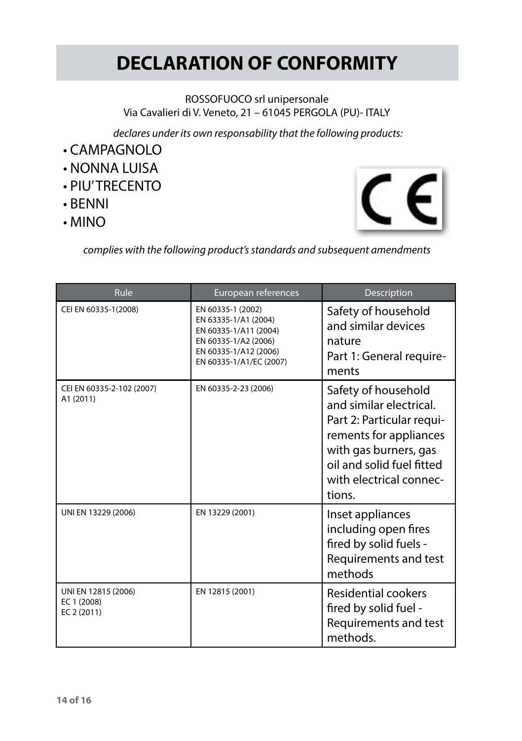# DECLARATION OF CONFORMITY

ROSSOFUOCO srl unipersonale
Via Cavalieri di V. Veneto, 21 – 61045 PERGOLA (PU)- ITALY

*declares under its own responsability that the following products:*

- CAMPAGNOLO
- NONNA LUISA
- PIU' TRECENTO
- BENNI
- MINO

*complies with the following product's standards and subsequent amendments*

| Rule | European references | Description |
|---|---|---|
| CEI EN 60335-1(2008) | EN 60335-1 (2002)<br>EN 63335-1/A1 (2004)<br>EN 60335-1/A11 (2004)<br>EN 60335-1/A2 (2006)<br>EN 60335-1/A12 (2006)<br>EN 60335-1/A1/EC (2007) | Safety of household and similar devices nature<br>Part 1: General requirements |
| CEI EN 60335-2-102 (2007)<br>A1 (2011) | EN 60335-2-23 (2006) | Safety of household and similar electrical. Part 2: Particular requirements for appliances with gas burners, gas oil and solid fuel fitted with electrical connections. |
| UNI EN 13229 (2006) | EN 13229 (2001) | Inset appliances including open fires fired by solid fuels - Requirements and test methods |
| UNI EN 12815 (2006)<br>EC 1 (2008)<br>EC 2 (2011) | EN 12815 (2001) | Residential cookers fired by solid fuel - Requirements and test methods. |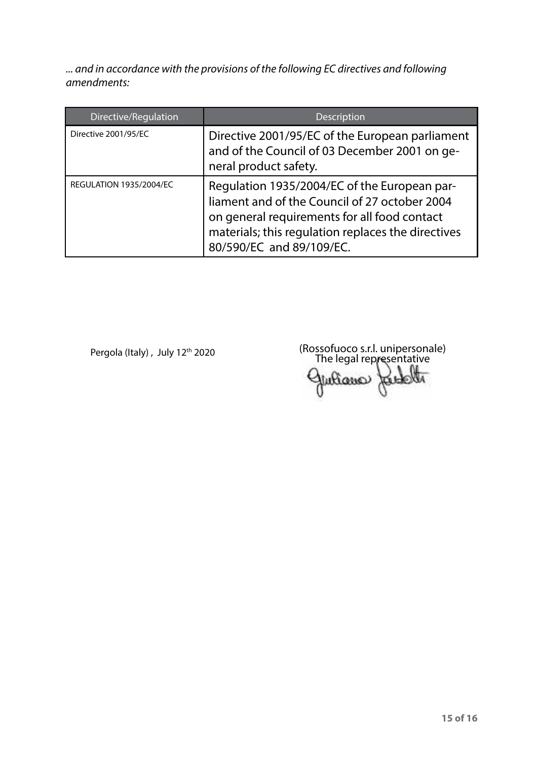*... and in accordance with the provisions of the following EC directives and following amendments:*

| Directive/Regulation | Description |
|---|---|
| Directive 2001/95/EC | Directive 2001/95/EC of the European parliament and of the Council of 03 December 2001 on general product safety. |
| REGULATION 1935/2004/EC | Regulation 1935/2004/EC of the European parliament and of the Council of 27 october 2004 on general requirements for all food contact materials; this regulation replaces the directives 80/590/EC and 89/109/EC. |

Pergola (Italy) , July 12th 2020

(Rossofuoco s.r.l. unipersonale)
The legal representative
Giuliano Fattotti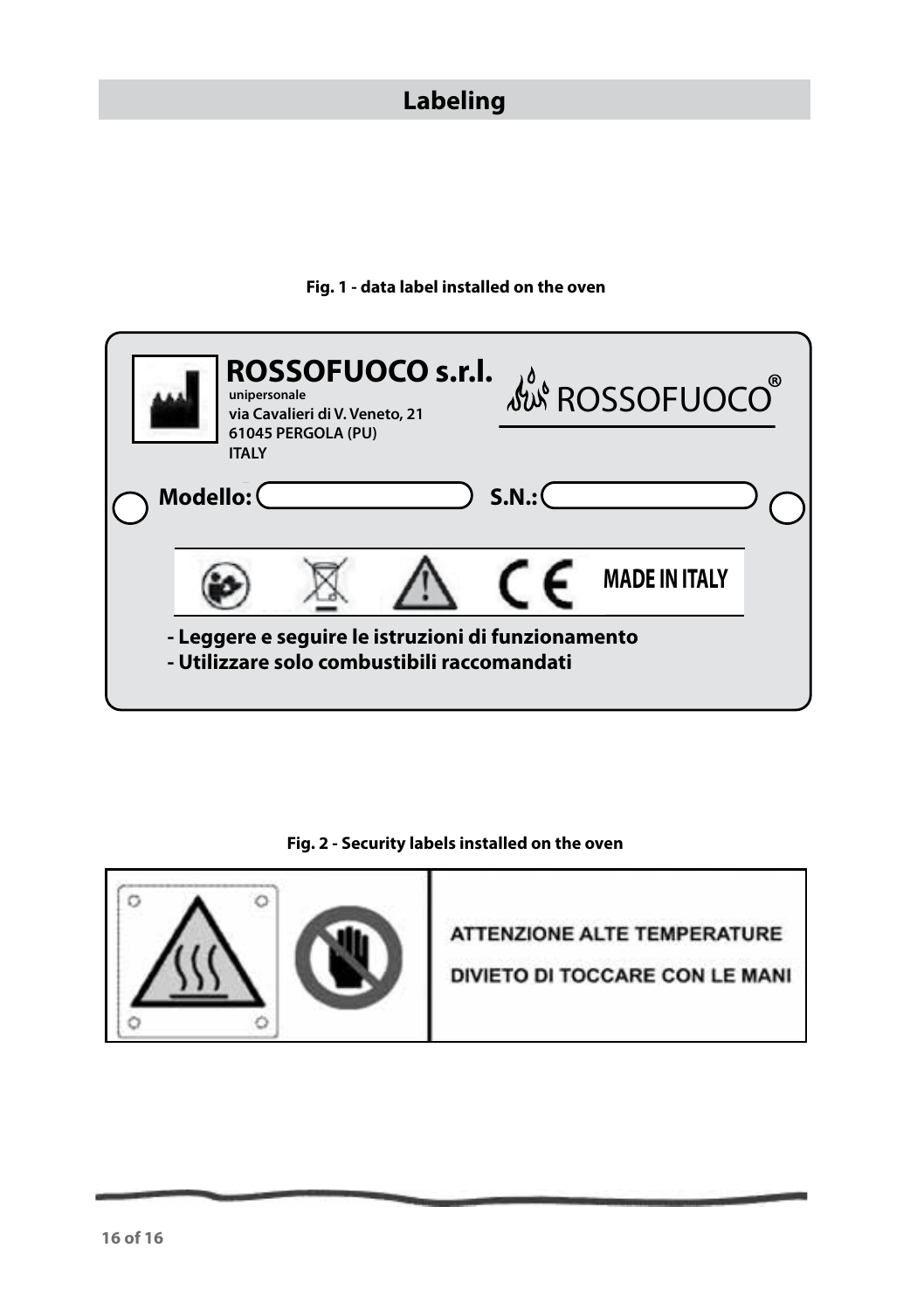## Labeling

**Fig. 1 - data label installed on the oven**

**ROSSOFUOCO s.r.l.**
unipersonale
via Cavalieri di V. Veneto, 21
61045 PERGOLA (PU)
ITALY

ROSSOFUOCO®

**Modello:** **S.N.:**

CE MADE IN ITALY

**- Leggere e seguire le istruzioni di funzionamento**
**- Utilizzare solo combustibili raccomandati**

**Fig. 2 - Security labels installed on the oven**

ATTENZIONE ALTE TEMPERATURE

DIVIETO DI TOCCARE CON LE MANI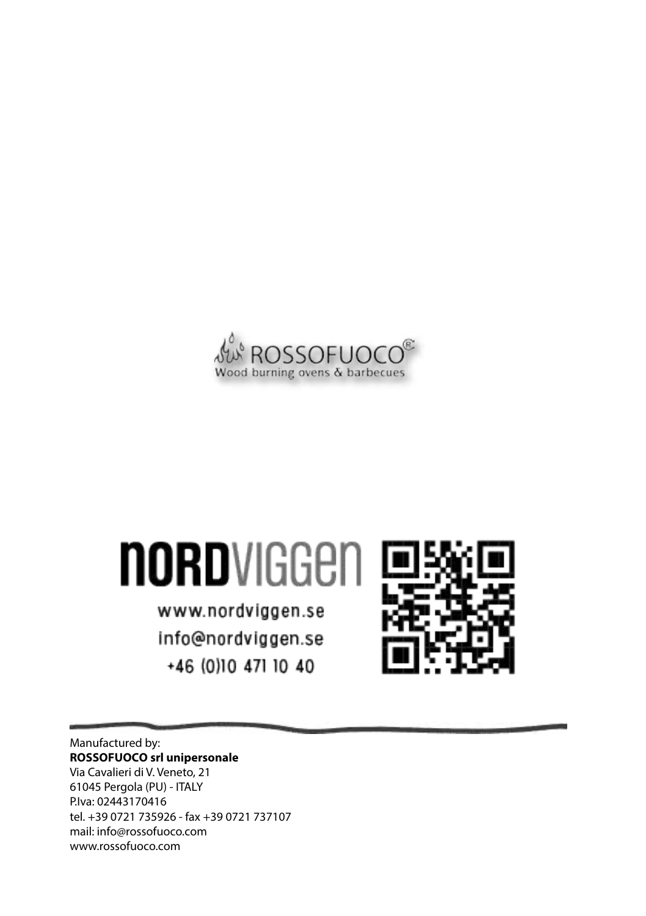ROSSOFUOCO®
Wood burning ovens & barbecues

NORDVIGGEN

www.nordviggen.se
info@nordviggen.se
+46 (0)10 471 10 40

Manufactured by:
**ROSSOFUOCO srl unipersonale**
Via Cavalieri di V. Veneto, 21
61045 Pergola (PU) - ITALY
P.Iva: 02443170416
tel. +39 0721 735926 - fax +39 0721 737107
mail: info@rossofuoco.com
www.rossofuoco.com